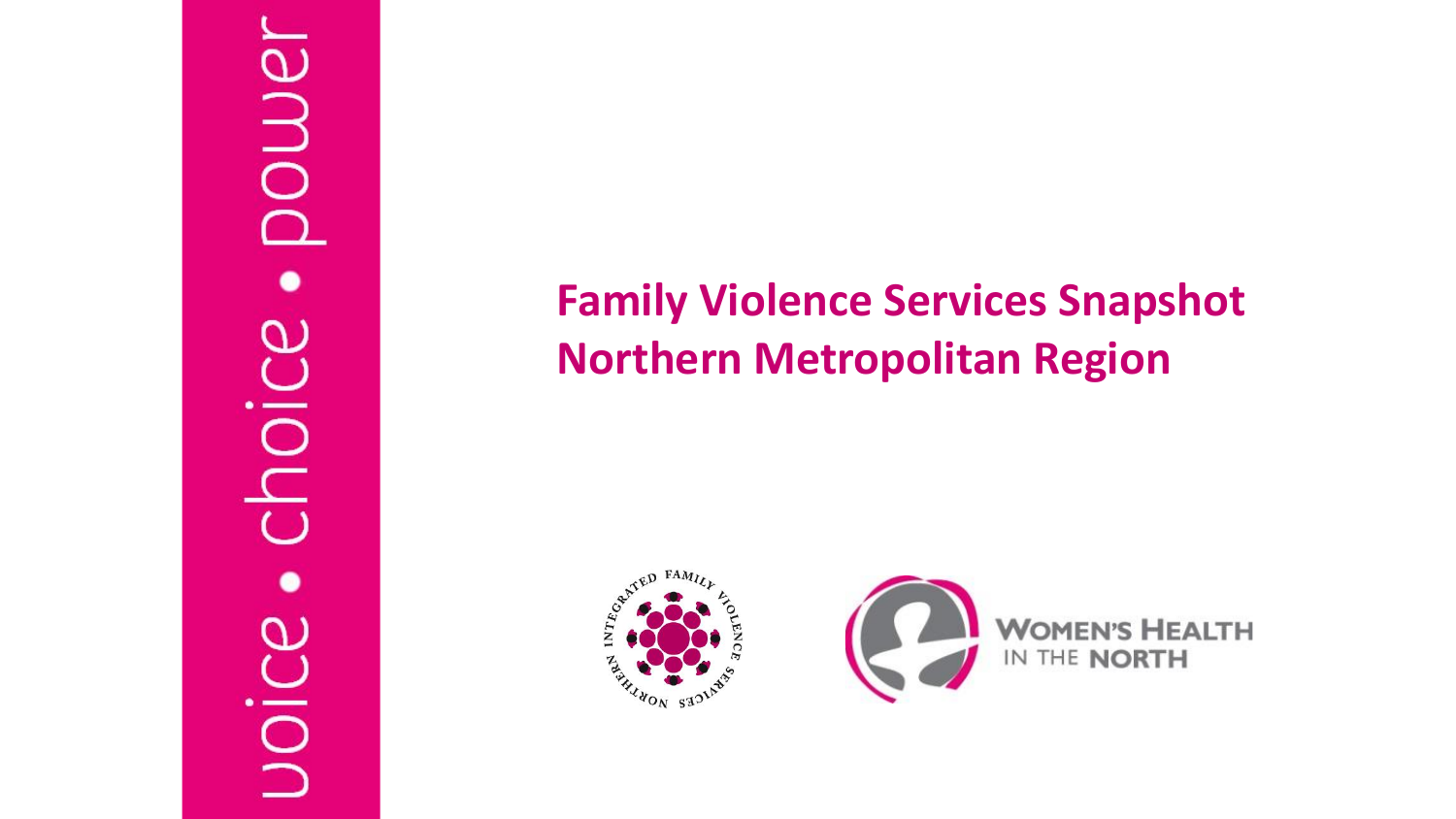voice • choice • power

# Family Violence Services Snapshot Northern Metropolitan Region

NORTHERN INTEGRATED FAMILY VIOLENCE SERVICES

WOMEN'S HEALTH IN THE NORTH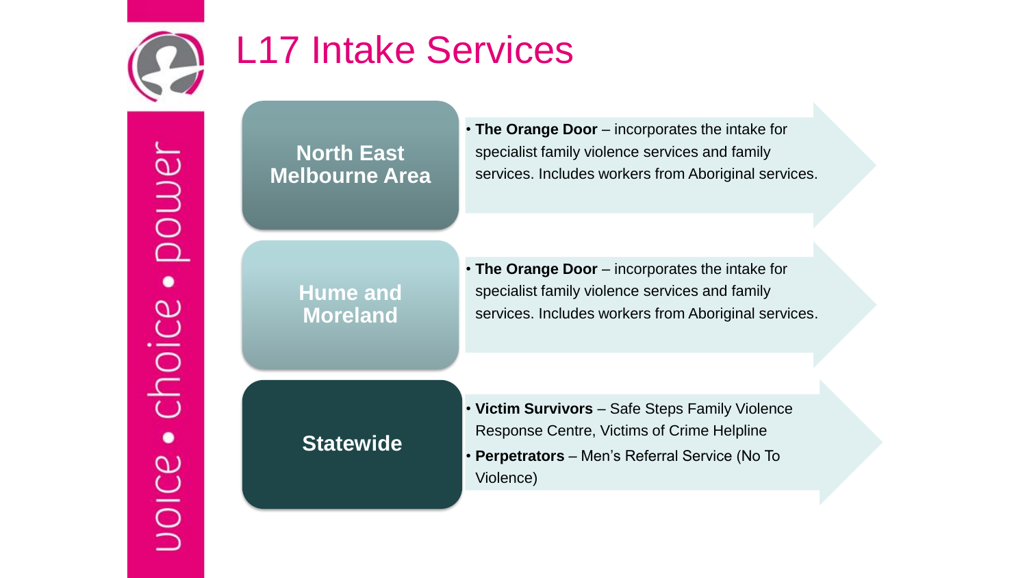# L17 Intake Services

## North East Melbourne Area

- **The Orange Door** – incorporates the intake for specialist family violence services and family services. Includes workers from Aboriginal services.

## Hume and Moreland

- **The Orange Door** – incorporates the intake for specialist family violence services and family services. Includes workers from Aboriginal services.

## Statewide

- **Victim Survivors** – Safe Steps Family Violence Response Centre, Victims of Crime Helpline
- **Perpetrators** – Men's Referral Service (No To Violence)

voice • choice • power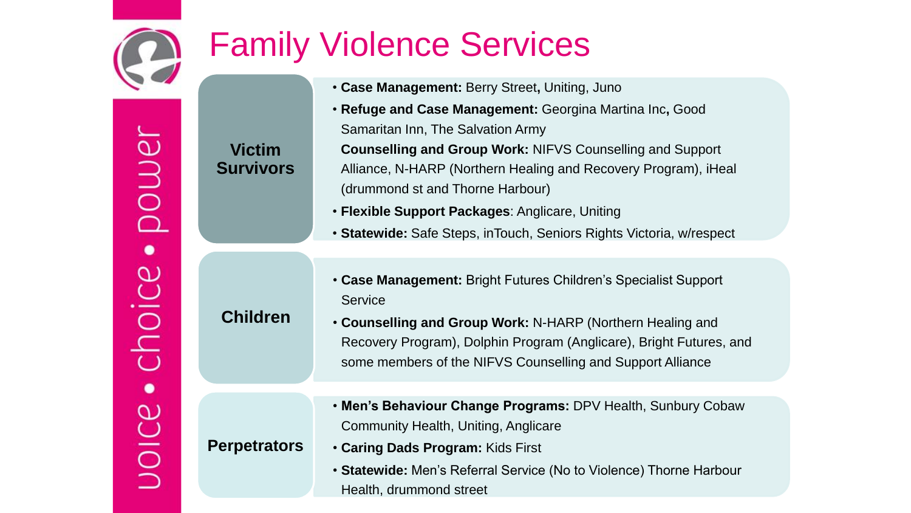# Family Violence Services

## Victim Survivors

- **Case Management:** Berry Street**,** Uniting, Juno
- **Refuge and Case Management:** Georgina Martina Inc**,** Good Samaritan Inn, The Salvation Army
  **Counselling and Group Work:** NIFVS Counselling and Support Alliance, N-HARP (Northern Healing and Recovery Program), iHeal (drummond st and Thorne Harbour)
- **Flexible Support Packages**: Anglicare, Uniting
- **Statewide:** Safe Steps, inTouch, Seniors Rights Victoria, w/respect

## Children

- **Case Management:** Bright Futures Children's Specialist Support Service
- **Counselling and Group Work:** N-HARP (Northern Healing and Recovery Program), Dolphin Program (Anglicare), Bright Futures, and some members of the NIFVS Counselling and Support Alliance

## Perpetrators

- **Men's Behaviour Change Programs:** DPV Health, Sunbury Cobaw Community Health, Uniting, Anglicare
- **Caring Dads Program:** Kids First
- **Statewide:** Men's Referral Service (No to Violence) Thorne Harbour Health, drummond street

voice • choice • power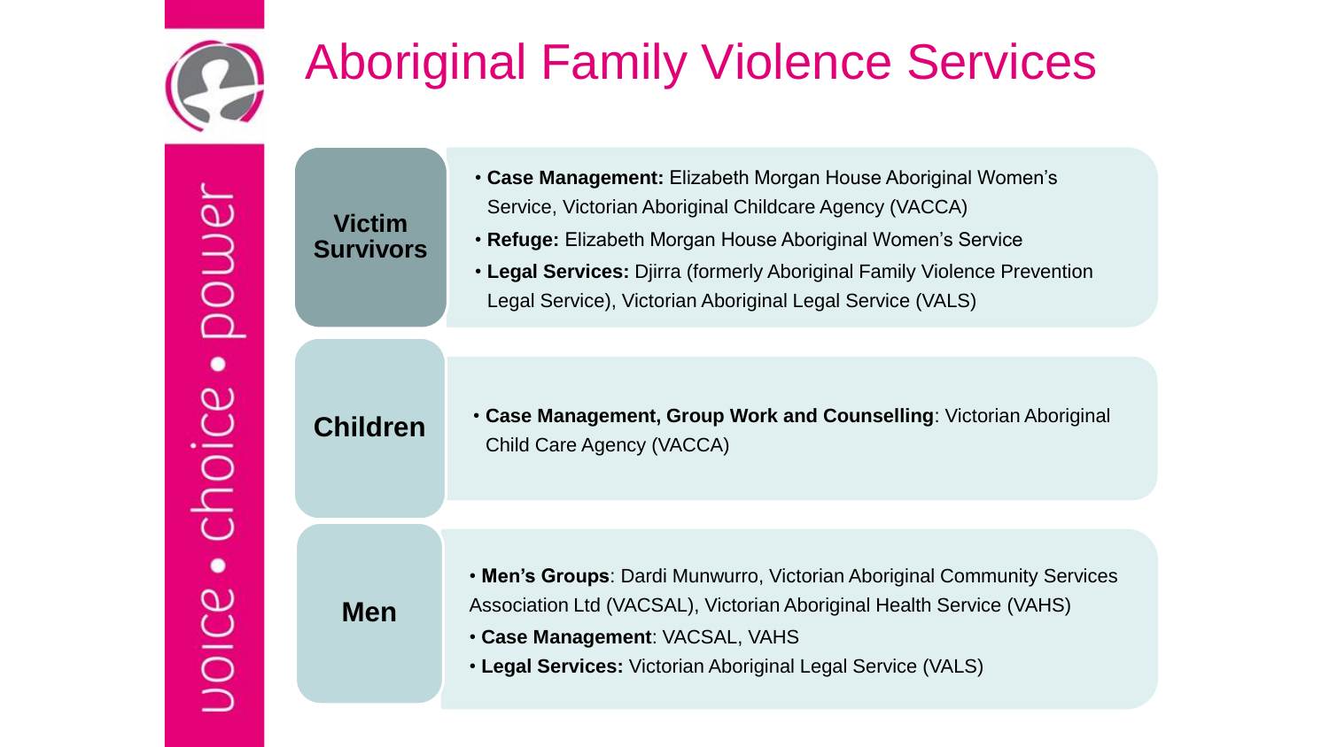# Aboriginal Family Violence Services

## Victim Survivors

- **Case Management:** Elizabeth Morgan House Aboriginal Women's Service, Victorian Aboriginal Childcare Agency (VACCA)
- **Refuge:** Elizabeth Morgan House Aboriginal Women's Service
- **Legal Services:** Djirra (formerly Aboriginal Family Violence Prevention Legal Service), Victorian Aboriginal Legal Service (VALS)

## Children

- **Case Management, Group Work and Counselling**: Victorian Aboriginal Child Care Agency (VACCA)

## Men

- **Men's Groups**: Dardi Munwurro, Victorian Aboriginal Community Services Association Ltd (VACSAL), Victorian Aboriginal Health Service (VAHS)
- **Case Management**: VACSAL, VAHS
- **Legal Services:** Victorian Aboriginal Legal Service (VALS)

voice • choice • power